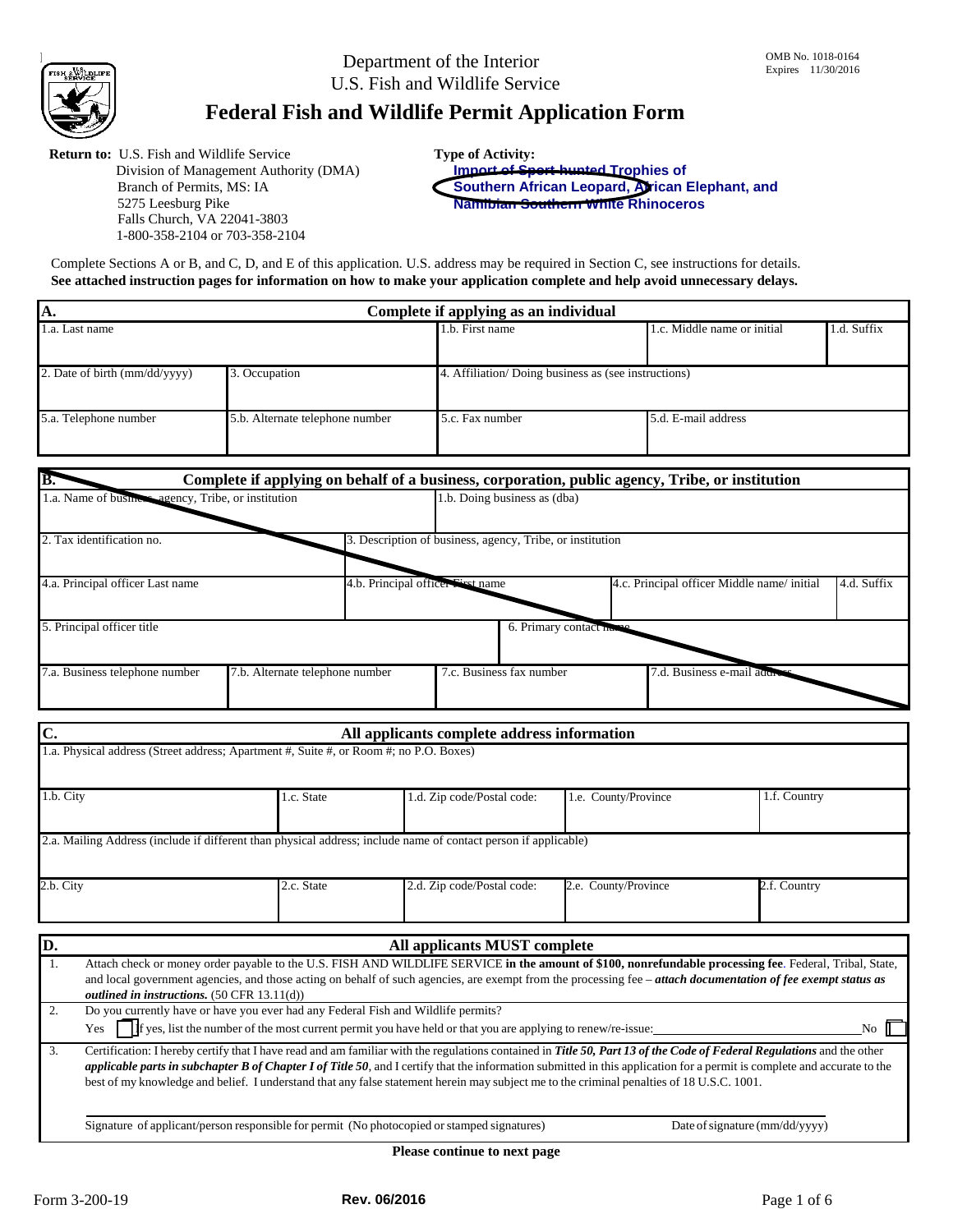Department of the Interior
U.S. Fish and Wildlife Service

OMB No. 1018-0164
Expires 11/30/2016

# Federal Fish and Wildlife Permit Application Form

**Return to:** U.S. Fish and Wildlife Service
Division of Management Authority (DMA)
Branch of Permits, MS: IA
5275 Leesburg Pike
Falls Church, VA 22041-3803
1-800-358-2104 or 703-358-2104

**Type of Activity:**
~~Import of Sport-hunted Trophies of~~
Southern African Leopard, African Elephant, and
~~Namibian Southern White Rhinoceros~~

Complete Sections A or B, and C, D, and E of this application. U.S. address may be required in Section C, see instructions for details.
**See attached instruction pages for information on how to make your application complete and help avoid unnecessary delays.**

| **A.** | **Complete if applying as an individual** | | |
|---|---|---|---|
| 1.a. Last name | 1.b. First name | 1.c. Middle name or initial | 1.d. Suffix |
| 2. Date of birth (mm/dd/yyyy) | 3. Occupation | 4. Affiliation/ Doing business as (see instructions) | |
| 5.a. Telephone number | 5.b. Alternate telephone number | 5.c. Fax number | 5.d. E-mail address |

| **B.** | **Complete if applying on behalf of a business, corporation, public agency, Tribe, or institution** | | |
|---|---|---|---|
| 1.a. Name of business, agency, Tribe, or institution | 1.b. Doing business as (dba) | | |
| 2. Tax identification no. | 3. Description of business, agency, Tribe, or institution | | |
| 4.a. Principal officer Last name | 4.b. Principal officer First name | 4.c. Principal officer Middle name/ initial | 4.d. Suffix |
| 5. Principal officer title | 6. Primary contact name | | |
| 7.a. Business telephone number | 7.b. Alternate telephone number | 7.c. Business fax number | 7.d. Business e-mail address |

| **C.** | **All applicants complete address information** | | | |
|---|---|---|---|---|
| 1.a. Physical address (Street address; Apartment #, Suite #, or Room #; no P.O. Boxes) | | | | |
| 1.b. City | 1.c. State | 1.d. Zip code/Postal code: | 1.e. County/Province | 1.f. Country |
| 2.a. Mailing Address (include if different than physical address; include name of contact person if applicable) | | | | |
| 2.b. City | 2.c. State | 2.d. Zip code/Postal code: | 2.e. County/Province | 2.f. Country |

**D. All applicants MUST complete**

1. Attach check or money order payable to the U.S. FISH AND WILDLIFE SERVICE **in the amount of $100, nonrefundable processing fee**. Federal, Tribal, State, and local government agencies, and those acting on behalf of such agencies, are exempt from the processing fee – ***attach documentation of fee exempt status as outlined in instructions.*** (50 CFR 13.11(d))
2. Do you currently have or have you ever had any Federal Fish and Wildlife permits?
   Yes ☐ If yes, list the number of the most current permit you have held or that you are applying to renew/re-issue: ____________ No ☐
3. Certification: I hereby certify that I have read and am familiar with the regulations contained in ***Title 50, Part 13 of the Code of Federal Regulations*** and the other ***applicable parts in subchapter B of Chapter I of Title 50***, and I certify that the information submitted in this application for a permit is complete and accurate to the best of my knowledge and belief. I understand that any false statement herein may subject me to the criminal penalties of 18 U.S.C. 1001.

______________________________________________ ______________________
Signature of applicant/person responsible for permit (No photocopied or stamped signatures) Date of signature (mm/dd/yyyy)

**Please continue to next page**

Form 3-200-19 **Rev. 06/2016**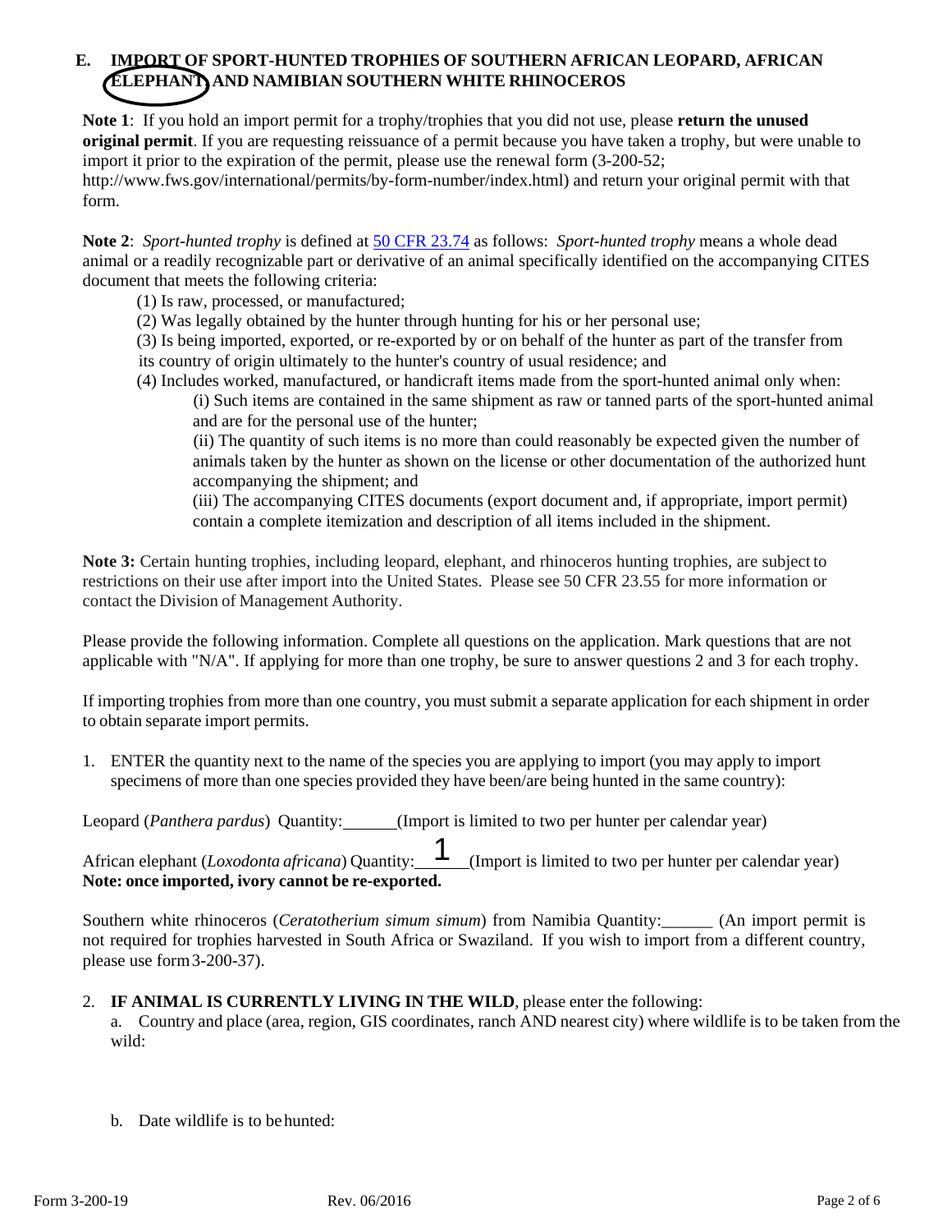## E. IMPORT OF SPORT-HUNTED TROPHIES OF SOUTHERN AFRICAN LEOPARD, AFRICAN ELEPHANT, AND NAMIBIAN SOUTHERN WHITE RHINOCEROS

**Note 1**: If you hold an import permit for a trophy/trophies that you did not use, please **return the unused original permit**. If you are requesting reissuance of a permit because you have taken a trophy, but were unable to import it prior to the expiration of the permit, please use the renewal form (3-200-52; http://www.fws.gov/international/permits/by-form-number/index.html) and return your original permit with that form.

**Note 2**: *Sport-hunted trophy* is defined at 50 CFR 23.74 as follows: *Sport-hunted trophy* means a whole dead animal or a readily recognizable part or derivative of an animal specifically identified on the accompanying CITES document that meets the following criteria:

(1) Is raw, processed, or manufactured;
(2) Was legally obtained by the hunter through hunting for his or her personal use;
(3) Is being imported, exported, or re-exported by or on behalf of the hunter as part of the transfer from its country of origin ultimately to the hunter's country of usual residence; and
(4) Includes worked, manufactured, or handicraft items made from the sport-hunted animal only when:
  (i) Such items are contained in the same shipment as raw or tanned parts of the sport-hunted animal and are for the personal use of the hunter;
  (ii) The quantity of such items is no more than could reasonably be expected given the number of animals taken by the hunter as shown on the license or other documentation of the authorized hunt accompanying the shipment; and
  (iii) The accompanying CITES documents (export document and, if appropriate, import permit) contain a complete itemization and description of all items included in the shipment.

**Note 3:** Certain hunting trophies, including leopard, elephant, and rhinoceros hunting trophies, are subject to restrictions on their use after import into the United States. Please see 50 CFR 23.55 for more information or contact the Division of Management Authority.

Please provide the following information. Complete all questions on the application. Mark questions that are not applicable with "N/A". If applying for more than one trophy, be sure to answer questions 2 and 3 for each trophy.

If importing trophies from more than one country, you must submit a separate application for each shipment in order to obtain separate import permits.

1. ENTER the quantity next to the name of the species you are applying to import (you may apply to import specimens of more than one species provided they have been/are being hunted in the same country):

Leopard (*Panthera pardus*) Quantity:______(Import is limited to two per hunter per calendar year)

African elephant (*Loxodonta africana*) Quantity: 1 (Import is limited to two per hunter per calendar year)
**Note: once imported, ivory cannot be re-exported.**

Southern white rhinoceros (*Ceratotherium simum simum*) from Namibia Quantity:______ (An import permit is not required for trophies harvested in South Africa or Swaziland. If you wish to import from a different country, please use form 3-200-37).

2. **IF ANIMAL IS CURRENTLY LIVING IN THE WILD**, please enter the following:
   a. Country and place (area, region, GIS coordinates, ranch AND nearest city) where wildlife is to be taken from the wild:

   b. Date wildlife is to be hunted: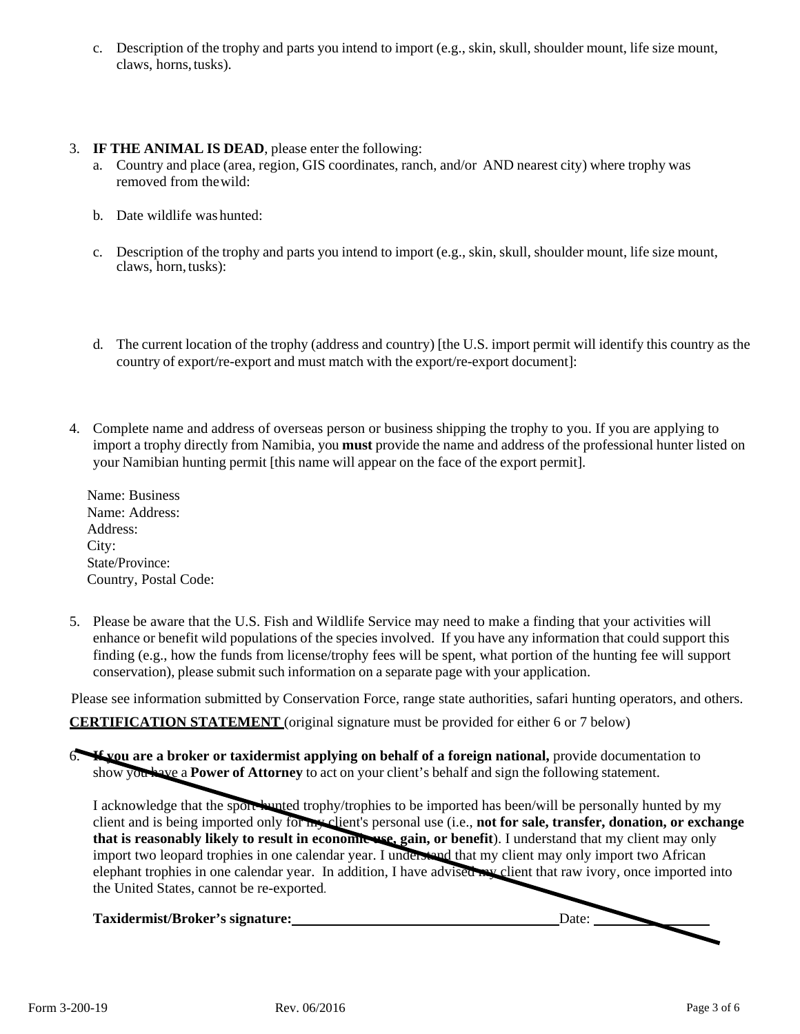c. Description of the trophy and parts you intend to import (e.g., skin, skull, shoulder mount, life size mount, claws, horns, tusks).

3. **IF THE ANIMAL IS DEAD**, please enter the following:
   a. Country and place (area, region, GIS coordinates, ranch, and/or AND nearest city) where trophy was removed from the wild:

   b. Date wildlife was hunted:

   c. Description of the trophy and parts you intend to import (e.g., skin, skull, shoulder mount, life size mount, claws, horn, tusks):

   d. The current location of the trophy (address and country) [the U.S. import permit will identify this country as the country of export/re-export and must match with the export/re-export document]:

4. Complete name and address of overseas person or business shipping the trophy to you. If you are applying to import a trophy directly from Namibia, you **must** provide the name and address of the professional hunter listed on your Namibian hunting permit [this name will appear on the face of the export permit].

   Name: Business
   Name: Address:
   Address:
   City:
   State/Province:
   Country, Postal Code:

5. Please be aware that the U.S. Fish and Wildlife Service may need to make a finding that your activities will enhance or benefit wild populations of the species involved. If you have any information that could support this finding (e.g., how the funds from license/trophy fees will be spent, what portion of the hunting fee will support conservation), please submit such information on a separate page with your application.

Please see information submitted by Conservation Force, range state authorities, safari hunting operators, and others.

**CERTIFICATION STATEMENT** (original signature must be provided for either 6 or 7 below)

6. **If you are a broker or taxidermist applying on behalf of a foreign national,** provide documentation to show you have a **Power of Attorney** to act on your client's behalf and sign the following statement.

   I acknowledge that the sport-hunted trophy/trophies to be imported has been/will be personally hunted by my client and is being imported only for my client's personal use (i.e., **not for sale, transfer, donation, or exchange that is reasonably likely to result in economic use, gain, or benefit**). I understand that my client may only import two leopard trophies in one calendar year. I understand that my client may only import two African elephant trophies in one calendar year. In addition, I have advised my client that raw ivory, once imported into the United States, cannot be re-exported.

   **Taxidermist/Broker's signature:** \_\_\_\_\_\_\_\_\_\_\_\_\_\_\_\_\_\_\_\_ Date: \_\_\_\_\_\_\_\_\_\_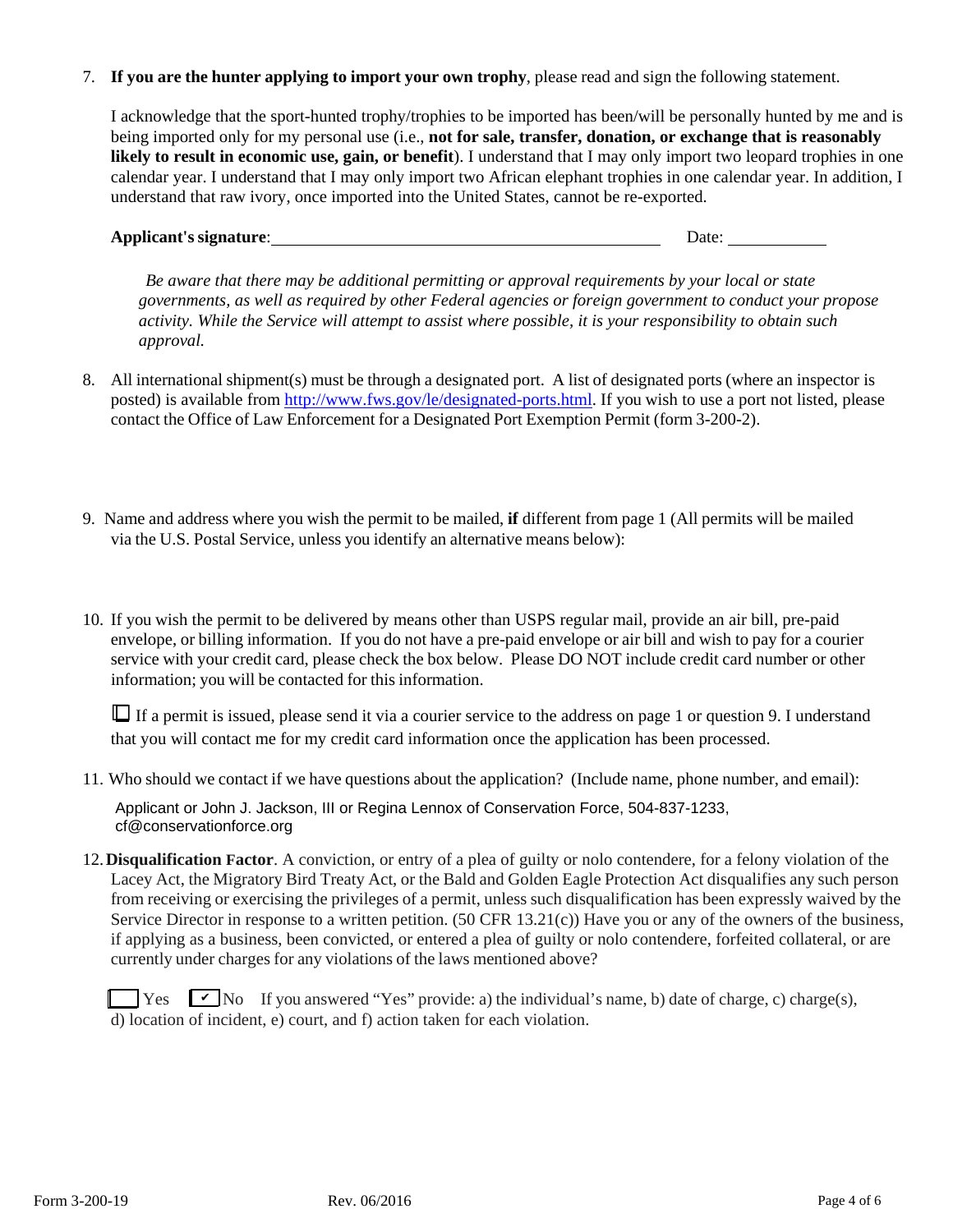7. **If you are the hunter applying to import your own trophy**, please read and sign the following statement.

   I acknowledge that the sport-hunted trophy/trophies to be imported has been/will be personally hunted by me and is being imported only for my personal use (i.e., **not for sale, transfer, donation, or exchange that is reasonably likely to result in economic use, gain, or benefit**). I understand that I may only import two leopard trophies in one calendar year. I understand that I may only import two African elephant trophies in one calendar year. In addition, I understand that raw ivory, once imported into the United States, cannot be re-exported.

   **Applicant's signature**: ______________________________ Date: __________

   *Be aware that there may be additional permitting or approval requirements by your local or state governments, as well as required by other Federal agencies or foreign government to conduct your propose activity. While the Service will attempt to assist where possible, it is your responsibility to obtain such approval.*

8. All international shipment(s) must be through a designated port. A list of designated ports (where an inspector is posted) is available from http://www.fws.gov/le/designated-ports.html. If you wish to use a port not listed, please contact the Office of Law Enforcement for a Designated Port Exemption Permit (form 3-200-2).

9. Name and address where you wish the permit to be mailed, **if** different from page 1 (All permits will be mailed via the U.S. Postal Service, unless you identify an alternative means below):

10. If you wish the permit to be delivered by means other than USPS regular mail, provide an air bill, pre-paid envelope, or billing information. If you do not have a pre-paid envelope or air bill and wish to pay for a courier service with your credit card, please check the box below. Please DO NOT include credit card number or other information; you will be contacted for this information.

    ☐ If a permit is issued, please send it via a courier service to the address on page 1 or question 9. I understand that you will contact me for my credit card information once the application has been processed.

11. Who should we contact if we have questions about the application? (Include name, phone number, and email):

    Applicant or John J. Jackson, III or Regina Lennox of Conservation Force, 504-837-1233, cf@conservationforce.org

12. **Disqualification Factor**. A conviction, or entry of a plea of guilty or nolo contendere, for a felony violation of the Lacey Act, the Migratory Bird Treaty Act, or the Bald and Golden Eagle Protection Act disqualifies any such person from receiving or exercising the privileges of a permit, unless such disqualification has been expressly waived by the Service Director in response to a written petition. (50 CFR 13.21(c)) Have you or any of the owners of the business, if applying as a business, been convicted, or entered a plea of guilty or nolo contendere, forfeited collateral, or are currently under charges for any violations of the laws mentioned above?

    ☐ Yes ☑ No If you answered "Yes" provide: a) the individual's name, b) date of charge, c) charge(s), d) location of incident, e) court, and f) action taken for each violation.

Form 3-200-19 Rev. 06/2016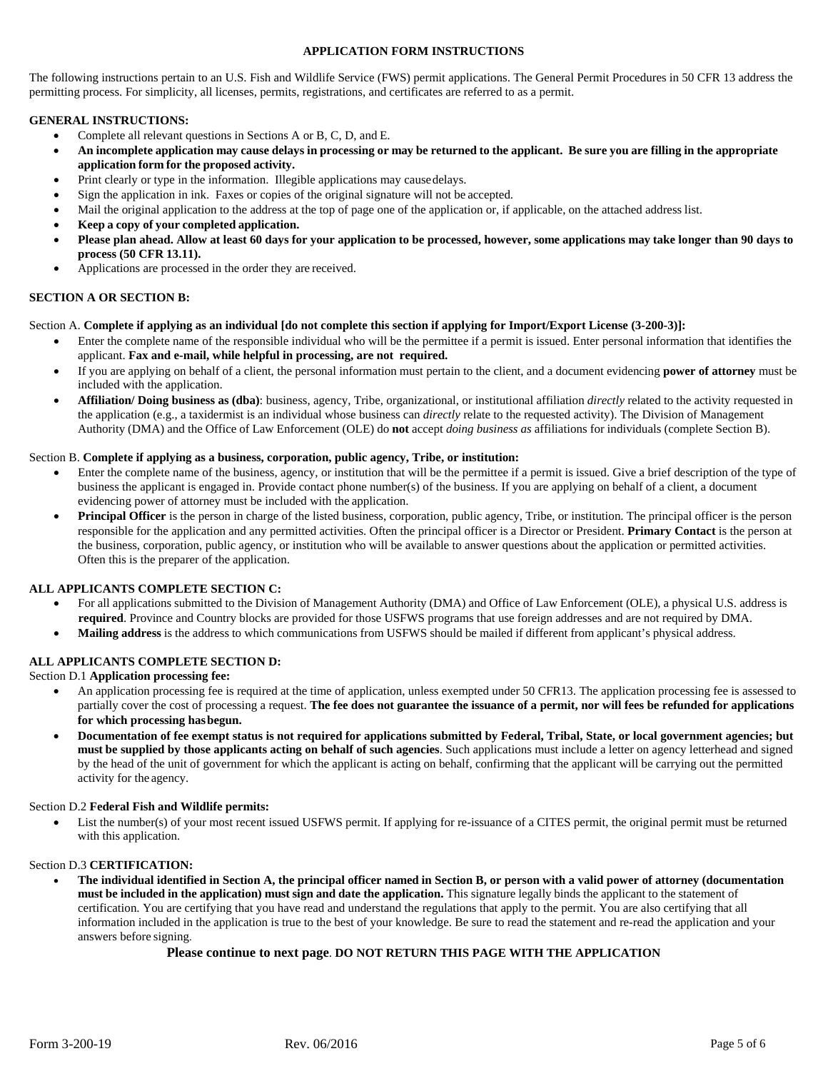## APPLICATION FORM INSTRUCTIONS

The following instructions pertain to an U.S. Fish and Wildlife Service (FWS) permit applications. The General Permit Procedures in 50 CFR 13 address the permitting process. For simplicity, all licenses, permits, registrations, and certificates are referred to as a permit.

### GENERAL INSTRUCTIONS:

- Complete all relevant questions in Sections A or B, C, D, and E.
- **An incomplete application may cause delays in processing or may be returned to the applicant. Be sure you are filling in the appropriate application form for the proposed activity.**
- Print clearly or type in the information. Illegible applications may cause delays.
- Sign the application in ink. Faxes or copies of the original signature will not be accepted.
- Mail the original application to the address at the top of page one of the application or, if applicable, on the attached address list.
- **Keep a copy of your completed application.**
- **Please plan ahead. Allow at least 60 days for your application to be processed, however, some applications may take longer than 90 days to process (50 CFR 13.11).**
- Applications are processed in the order they are received.

### SECTION A OR SECTION B:

Section A. **Complete if applying as an individual [do not complete this section if applying for Import/Export License (3-200-3)]:**

- Enter the complete name of the responsible individual who will be the permittee if a permit is issued. Enter personal information that identifies the applicant. **Fax and e-mail, while helpful in processing, are not required.**
- If you are applying on behalf of a client, the personal information must pertain to the client, and a document evidencing **power of attorney** must be included with the application.
- **Affiliation/ Doing business as (dba)**: business, agency, Tribe, organizational, or institutional affiliation *directly* related to the activity requested in the application (e.g., a taxidermist is an individual whose business can *directly* relate to the requested activity). The Division of Management Authority (DMA) and the Office of Law Enforcement (OLE) do **not** accept *doing business as* affiliations for individuals (complete Section B).

Section B. **Complete if applying as a business, corporation, public agency, Tribe, or institution:**

- Enter the complete name of the business, agency, or institution that will be the permittee if a permit is issued. Give a brief description of the type of business the applicant is engaged in. Provide contact phone number(s) of the business. If you are applying on behalf of a client, a document evidencing power of attorney must be included with the application.
- **Principal Officer** is the person in charge of the listed business, corporation, public agency, Tribe, or institution. The principal officer is the person responsible for the application and any permitted activities. Often the principal officer is a Director or President. **Primary Contact** is the person at the business, corporation, public agency, or institution who will be available to answer questions about the application or permitted activities. Often this is the preparer of the application.

### ALL APPLICANTS COMPLETE SECTION C:

- For all applications submitted to the Division of Management Authority (DMA) and Office of Law Enforcement (OLE), a physical U.S. address is **required**. Province and Country blocks are provided for those USFWS programs that use foreign addresses and are not required by DMA.
- **Mailing address** is the address to which communications from USFWS should be mailed if different from applicant's physical address.

### ALL APPLICANTS COMPLETE SECTION D:

Section D.1 **Application processing fee:**

- An application processing fee is required at the time of application, unless exempted under 50 CFR13. The application processing fee is assessed to partially cover the cost of processing a request. **The fee does not guarantee the issuance of a permit, nor will fees be refunded for applications for which processing has begun.**
- **Documentation of fee exempt status is not required for applications submitted by Federal, Tribal, State, or local government agencies; but must be supplied by those applicants acting on behalf of such agencies**. Such applications must include a letter on agency letterhead and signed by the head of the unit of government for which the applicant is acting on behalf, confirming that the applicant will be carrying out the permitted activity for the agency.

Section D.2 **Federal Fish and Wildlife permits:**

- List the number(s) of your most recent issued USFWS permit. If applying for re-issuance of a CITES permit, the original permit must be returned with this application.

Section D.3 **CERTIFICATION:**

- **The individual identified in Section A, the principal officer named in Section B, or person with a valid power of attorney (documentation must be included in the application) must sign and date the application.** This signature legally binds the applicant to the statement of certification. You are certifying that you have read and understand the regulations that apply to the permit. You are also certifying that all information included in the application is true to the best of your knowledge. Be sure to read the statement and re-read the application and your answers before signing.

**Please continue to next page**. **DO NOT RETURN THIS PAGE WITH THE APPLICATION**

Form 3-200-19 Rev. 06/2016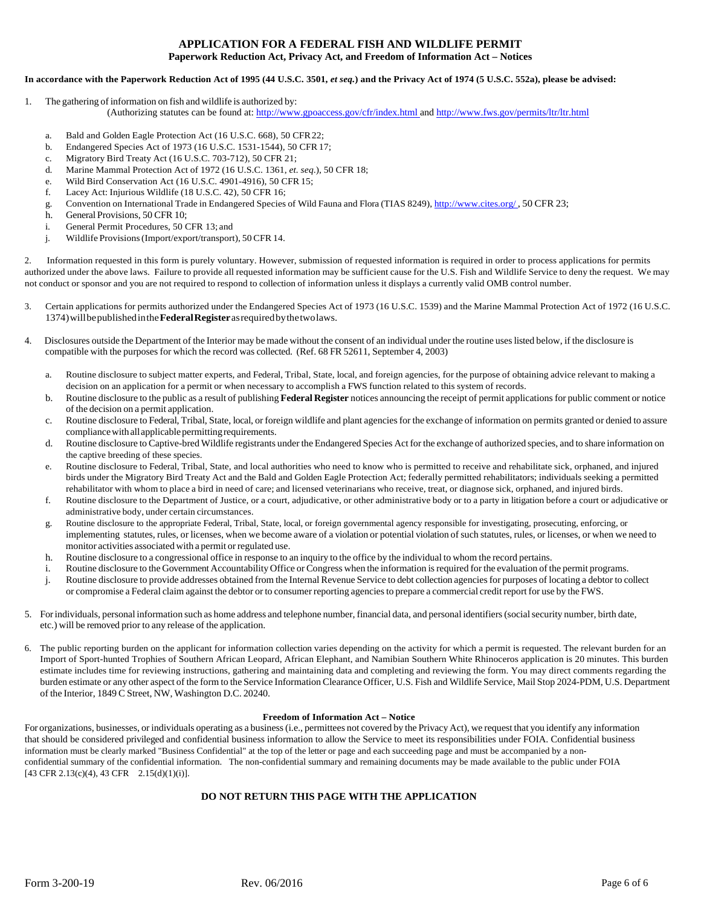# APPLICATION FOR A FEDERAL FISH AND WILDLIFE PERMIT

**Paperwork Reduction Act, Privacy Act, and Freedom of Information Act – Notices**

**In accordance with the Paperwork Reduction Act of 1995 (44 U.S.C. 3501, *et seq.*) and the Privacy Act of 1974 (5 U.S.C. 552a), please be advised:**

1. The gathering of information on fish and wildlife is authorized by:
   (Authorizing statutes can be found at: http://www.gpoaccess.gov/cfr/index.html and http://www.fws.gov/permits/ltr/ltr.html

   a. Bald and Golden Eagle Protection Act (16 U.S.C. 668), 50 CFR 22;
   b. Endangered Species Act of 1973 (16 U.S.C. 1531-1544), 50 CFR 17;
   c. Migratory Bird Treaty Act (16 U.S.C. 703-712), 50 CFR 21;
   d. Marine Mammal Protection Act of 1972 (16 U.S.C. 1361, *et. seq*.), 50 CFR 18;
   e. Wild Bird Conservation Act (16 U.S.C. 4901-4916), 50 CFR 15;
   f. Lacey Act: Injurious Wildlife (18 U.S.C. 42), 50 CFR 16;
   g. Convention on International Trade in Endangered Species of Wild Fauna and Flora (TIAS 8249), http://www.cites.org/ , 50 CFR 23;
   h. General Provisions, 50 CFR 10;
   i. General Permit Procedures, 50 CFR 13; and
   j. Wildlife Provisions (Import/export/transport), 50 CFR 14.

2. Information requested in this form is purely voluntary. However, submission of requested information is required in order to process applications for permits authorized under the above laws. Failure to provide all requested information may be sufficient cause for the U.S. Fish and Wildlife Service to deny the request. We may not conduct or sponsor and you are not required to respond to collection of information unless it displays a currently valid OMB control number.

3. Certain applications for permits authorized under the Endangered Species Act of 1973 (16 U.S.C. 1539) and the Marine Mammal Protection Act of 1972 (16 U.S.C. 1374) will be published in the **Federal Register** as required by the two laws.

4. Disclosures outside the Department of the Interior may be made without the consent of an individual under the routine uses listed below, if the disclosure is compatible with the purposes for which the record was collected. (Ref. 68 FR 52611, September 4, 2003)

   a. Routine disclosure to subject matter experts, and Federal, Tribal, State, local, and foreign agencies, for the purpose of obtaining advice relevant to making a decision on an application for a permit or when necessary to accomplish a FWS function related to this system of records.
   b. Routine disclosure to the public as a result of publishing **Federal Register** notices announcing the receipt of permit applications for public comment or notice of the decision on a permit application.
   c. Routine disclosure to Federal, Tribal, State, local, or foreign wildlife and plant agencies for the exchange of information on permits granted or denied to assure compliance with all applicable permitting requirements.
   d. Routine disclosure to Captive-bred Wildlife registrants under the Endangered Species Act for the exchange of authorized species, and to share information on the captive breeding of these species.
   e. Routine disclosure to Federal, Tribal, State, and local authorities who need to know who is permitted to receive and rehabilitate sick, orphaned, and injured birds under the Migratory Bird Treaty Act and the Bald and Golden Eagle Protection Act; federally permitted rehabilitators; individuals seeking a permitted rehabilitator with whom to place a bird in need of care; and licensed veterinarians who receive, treat, or diagnose sick, orphaned, and injured birds.
   f. Routine disclosure to the Department of Justice, or a court, adjudicative, or other administrative body or to a party in litigation before a court or adjudicative or administrative body, under certain circumstances.
   g. Routine disclosure to the appropriate Federal, Tribal, State, local, or foreign governmental agency responsible for investigating, prosecuting, enforcing, or implementing statutes, rules, or licenses, when we become aware of a violation or potential violation of such statutes, rules, or licenses, or when we need to monitor activities associated with a permit or regulated use.
   h. Routine disclosure to a congressional office in response to an inquiry to the office by the individual to whom the record pertains.
   i. Routine disclosure to the Government Accountability Office or Congress when the information is required for the evaluation of the permit programs.
   j. Routine disclosure to provide addresses obtained from the Internal Revenue Service to debt collection agencies for purposes of locating a debtor to collect or compromise a Federal claim against the debtor or to consumer reporting agencies to prepare a commercial credit report for use by the FWS.

5. For individuals, personal information such as home address and telephone number, financial data, and personal identifiers (social security number, birth date, etc.) will be removed prior to any release of the application.

6. The public reporting burden on the applicant for information collection varies depending on the activity for which a permit is requested. The relevant burden for an Import of Sport-hunted Trophies of Southern African Leopard, African Elephant, and Namibian Southern White Rhinoceros application is 20 minutes. This burden estimate includes time for reviewing instructions, gathering and maintaining data and completing and reviewing the form. You may direct comments regarding the burden estimate or any other aspect of the form to the Service Information Clearance Officer, U.S. Fish and Wildlife Service, Mail Stop 2024-PDM, U.S. Department of the Interior, 1849 C Street, NW, Washington D.C. 20240.

**Freedom of Information Act – Notice**

For organizations, businesses, or individuals operating as a business (i.e., permittees not covered by the Privacy Act), we request that you identify any information that should be considered privileged and confidential business information to allow the Service to meet its responsibilities under FOIA. Confidential business information must be clearly marked "Business Confidential" at the top of the letter or page and each succeeding page and must be accompanied by a non-confidential summary of the confidential information. The non-confidential summary and remaining documents may be made available to the public under FOIA [43 CFR 2.13(c)(4), 43 CFR 2.15(d)(1)(i)].

**DO NOT RETURN THIS PAGE WITH THE APPLICATION**

Form 3-200-19 Rev. 06/2016